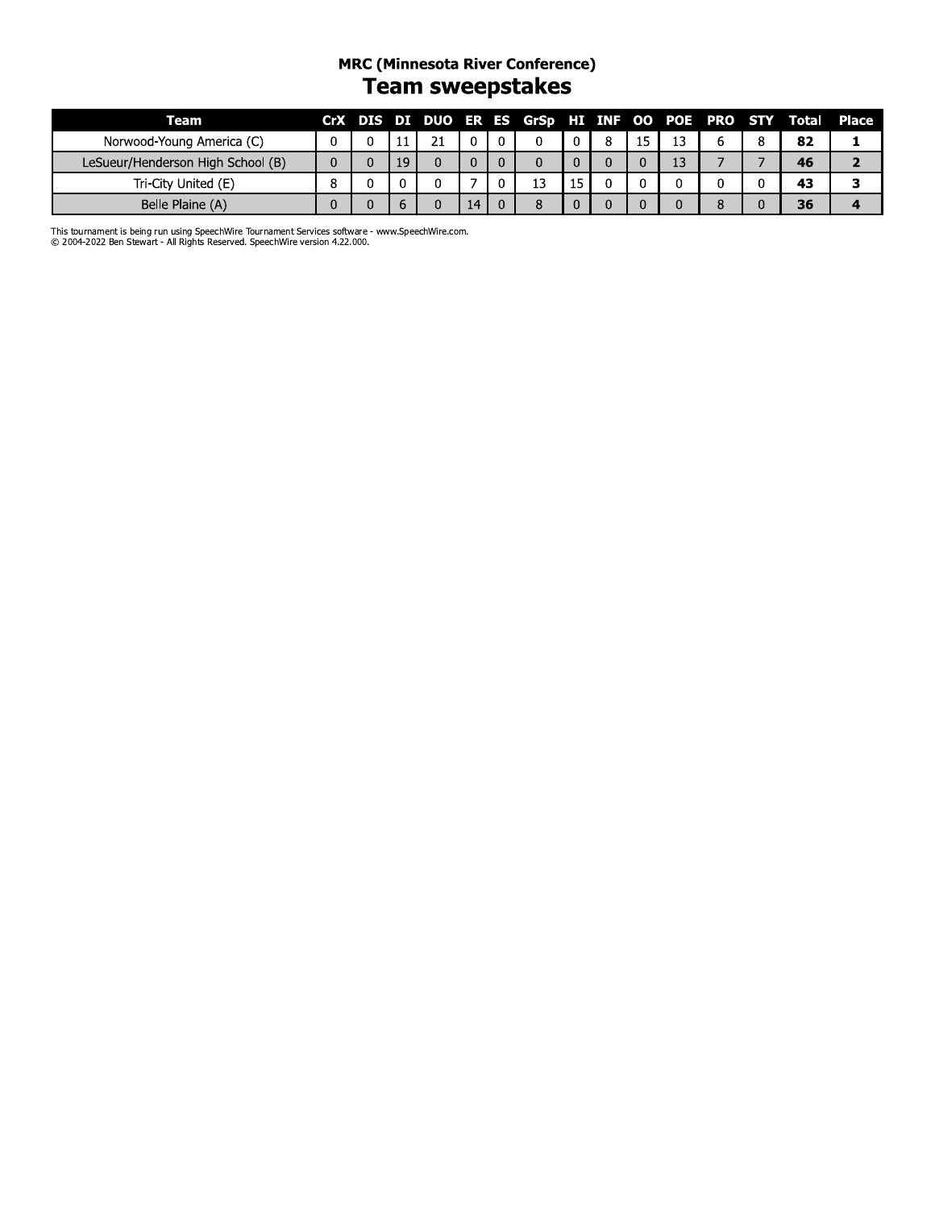## MRC (Minnesota River Conference)

# Team sweepstakes

| Team | CrX | DIS | DI | DUO | ER | ES | GrSp | HI | INF | OO | POE | PRO | STY | Total | Place |
|---|---|---|---|---|---|---|---|---|---|---|---|---|---|---|---|
| Norwood-Young America (C) | 0 | 0 | 11 | 21 | 0 | 0 | 0 | 0 | 8 | 15 | 13 | 6 | 8 | **82** | **1** |
| LeSueur/Henderson High School (B) | 0 | 0 | 19 | 0 | 0 | 0 | 0 | 0 | 0 | 0 | 13 | 7 | 7 | **46** | **2** |
| Tri-City United (E) | 8 | 0 | 0 | 0 | 7 | 0 | 13 | 15 | 0 | 0 | 0 | 0 | 0 | **43** | **3** |
| Belle Plaine (A) | 0 | 0 | 6 | 0 | 14 | 0 | 8 | 0 | 0 | 0 | 0 | 8 | 0 | **36** | **4** |

This tournament is being run using SpeechWire Tournament Services software - www.SpeechWire.com.
© 2004-2022 Ben Stewart - All Rights Reserved. SpeechWire version 4.22.000.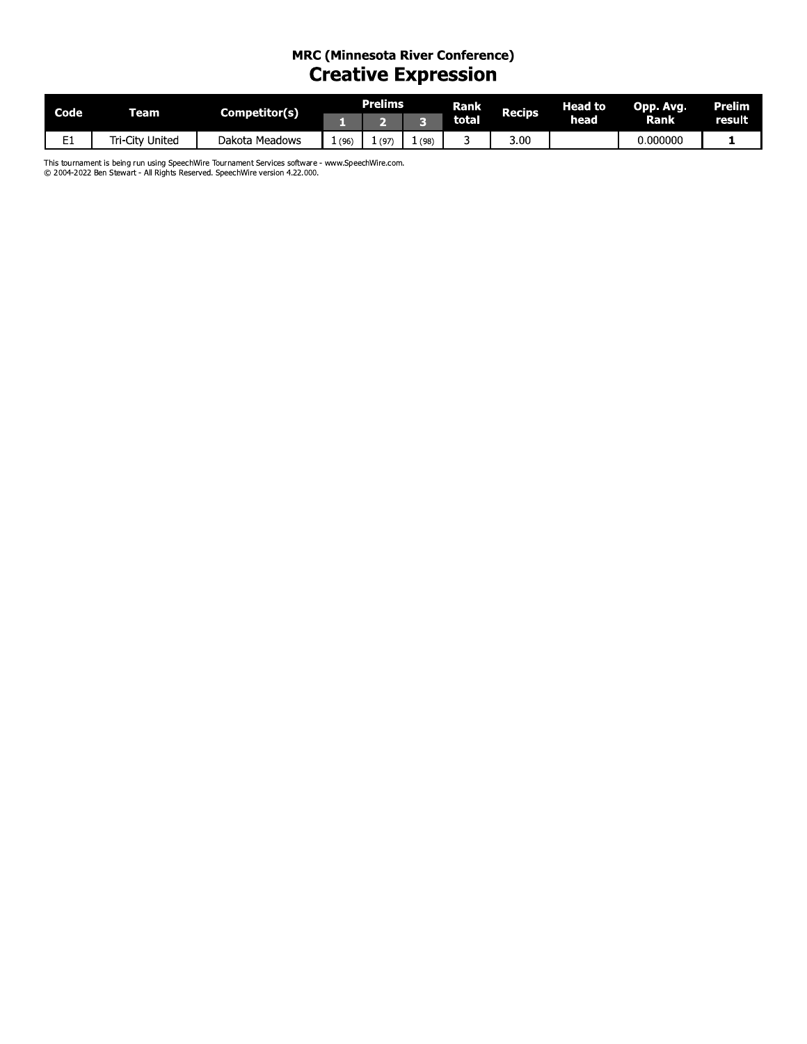**MRC (Minnesota River Conference)**

# Creative Expression

| Code | Team | Competitor(s) | Prelims | | | Rank total | Recips | Head to head | Opp. Avg. Rank | Prelim result |
|---|---|---|---|---|---|---|---|---|---|---|
| | | | 1 | 2 | 3 | | | | | |
| E1 | Tri-City United | Dakota Meadows | 1 (96) | 1 (97) | 1 (98) | 3 | 3.00 | | 0.000000 | **1** |

This tournament is being run using SpeechWire Tournament Services software - www.SpeechWire.com.
© 2004-2022 Ben Stewart - All Rights Reserved. SpeechWire version 4.22.000.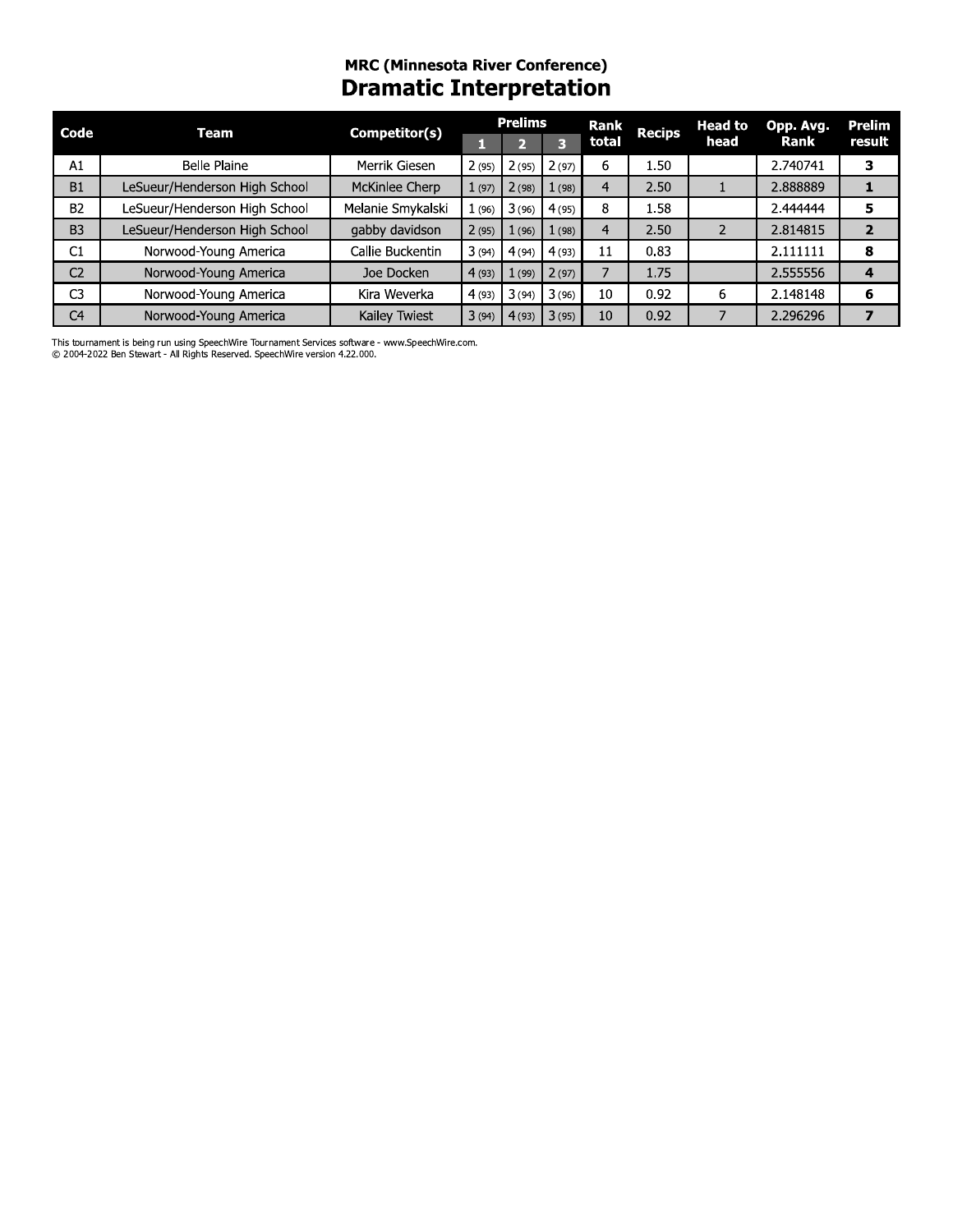## MRC (Minnesota River Conference)

# Dramatic Interpretation

| Code | Team | Competitor(s) | Prelims | | | Rank total | Recips | Head to head | Opp. Avg. Rank | Prelim result |
|---|---|---|---|---|---|---|---|---|---|---|
| | | | 1 | 2 | 3 | | | | | |
| A1 | Belle Plaine | Merrik Giesen | 2 (95) | 2 (95) | 2 (97) | 6 | 1.50 | | 2.740741 | **3** |
| B1 | LeSueur/Henderson High School | McKinlee Cherp | 1 (97) | 2 (98) | 1 (98) | 4 | 2.50 | 1 | 2.888889 | **1** |
| B2 | LeSueur/Henderson High School | Melanie Smykalski | 1 (96) | 3 (96) | 4 (95) | 8 | 1.58 | | 2.444444 | **5** |
| B3 | LeSueur/Henderson High School | gabby davidson | 2 (95) | 1 (96) | 1 (98) | 4 | 2.50 | 2 | 2.814815 | **2** |
| C1 | Norwood-Young America | Callie Buckentin | 3 (94) | 4 (94) | 4 (93) | 11 | 0.83 | | 2.111111 | **8** |
| C2 | Norwood-Young America | Joe Docken | 4 (93) | 1 (99) | 2 (97) | 7 | 1.75 | | 2.555556 | **4** |
| C3 | Norwood-Young America | Kira Weverka | 4 (93) | 3 (94) | 3 (96) | 10 | 0.92 | 6 | 2.148148 | **6** |
| C4 | Norwood-Young America | Kailey Twiest | 3 (94) | 4 (93) | 3 (95) | 10 | 0.92 | 7 | 2.296296 | **7** |

This tournament is being run using SpeechWire Tournament Services software - www.SpeechWire.com.
© 2004-2022 Ben Stewart - All Rights Reserved. SpeechWire version 4.22.000.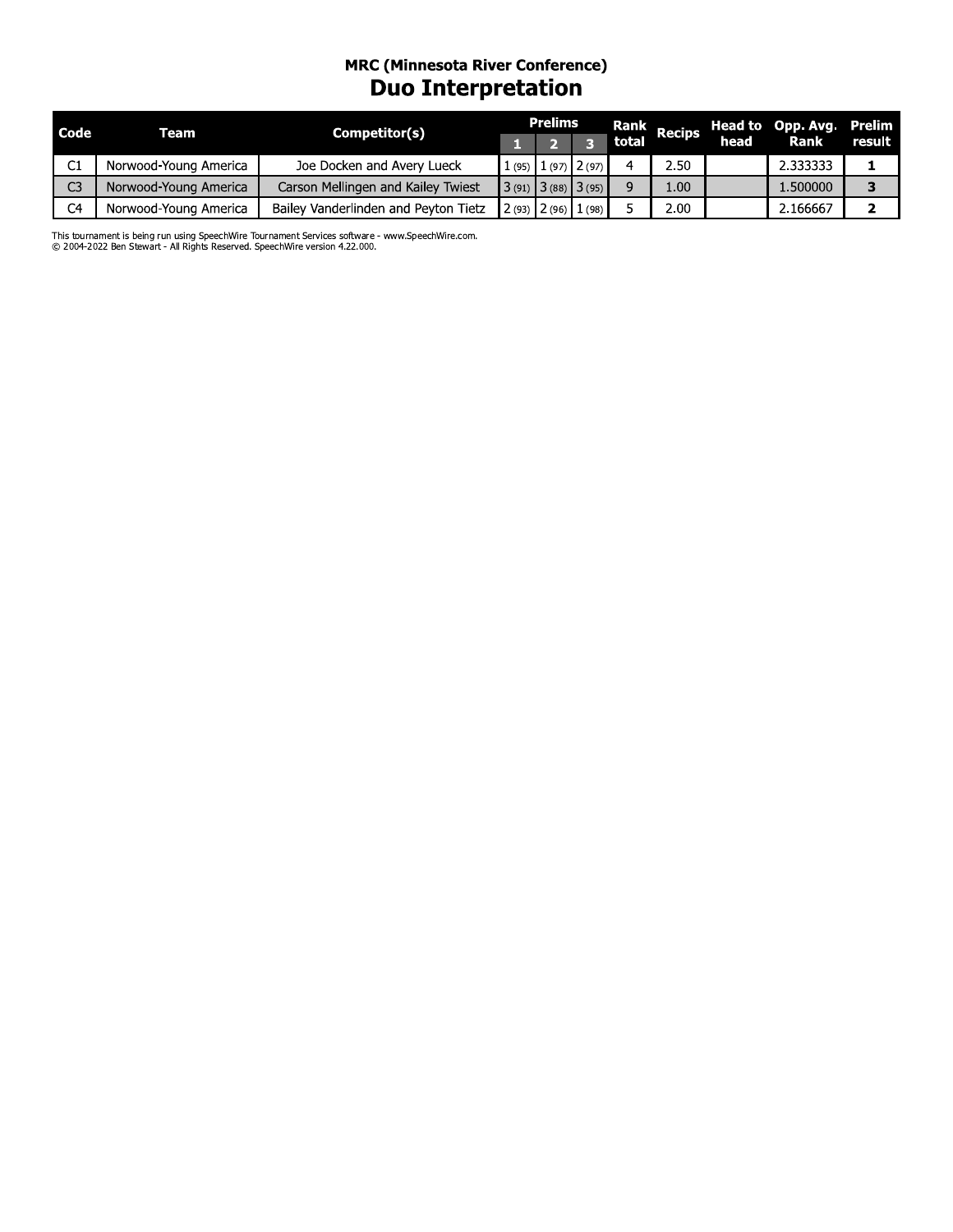## MRC (Minnesota River Conference)

# Duo Interpretation

| Code | Team | Competitor(s) | Prelims | | | Rank total | Recips | Head to head | Opp. Avg. Rank | Prelim result |
|---|---|---|---|---|---|---|---|---|---|---|
| | | | 1 | 2 | 3 | | | | | |
| C1 | Norwood-Young America | Joe Docken and Avery Lueck | 1 (95) | 1 (97) | 2 (97) | 4 | 2.50 | | 2.333333 | **1** |
| C3 | Norwood-Young America | Carson Mellingen and Kailey Twiest | 3 (91) | 3 (88) | 3 (95) | 9 | 1.00 | | 1.500000 | **3** |
| C4 | Norwood-Young America | Bailey Vanderlinden and Peyton Tietz | 2 (93) | 2 (96) | 1 (98) | 5 | 2.00 | | 2.166667 | **2** |

This tournament is being run using SpeechWire Tournament Services software - www.SpeechWire.com.
© 2004-2022 Ben Stewart - All Rights Reserved. SpeechWire version 4.22.000.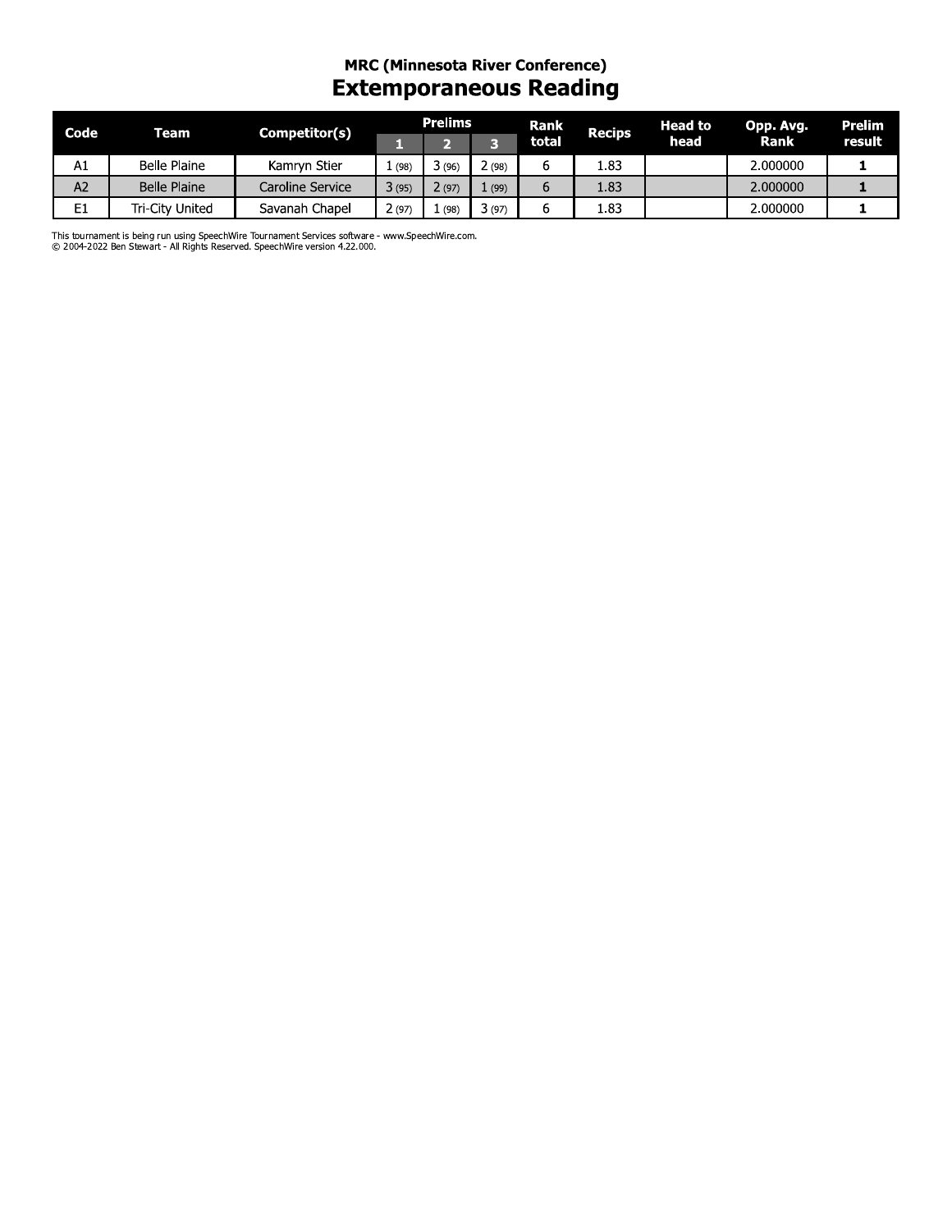## MRC (Minnesota River Conference)

# Extemporaneous Reading

| Code | Team | Competitor(s) | Prelims | | | Rank total | Recips | Head to head | Opp. Avg. Rank | Prelim result |
|---|---|---|---|---|---|---|---|---|---|---|
| | | | 1 | 2 | 3 | | | | | |
| A1 | Belle Plaine | Kamryn Stier | 1 (98) | 3 (96) | 2 (98) | 6 | 1.83 | | 2.000000 | **1** |
| A2 | Belle Plaine | Caroline Service | 3 (95) | 2 (97) | 1 (99) | 6 | 1.83 | | 2.000000 | **1** |
| E1 | Tri-City United | Savanah Chapel | 2 (97) | 1 (98) | 3 (97) | 6 | 1.83 | | 2.000000 | **1** |

This tournament is being run using SpeechWire Tournament Services software - www.SpeechWire.com.
© 2004-2022 Ben Stewart - All Rights Reserved. SpeechWire version 4.22.000.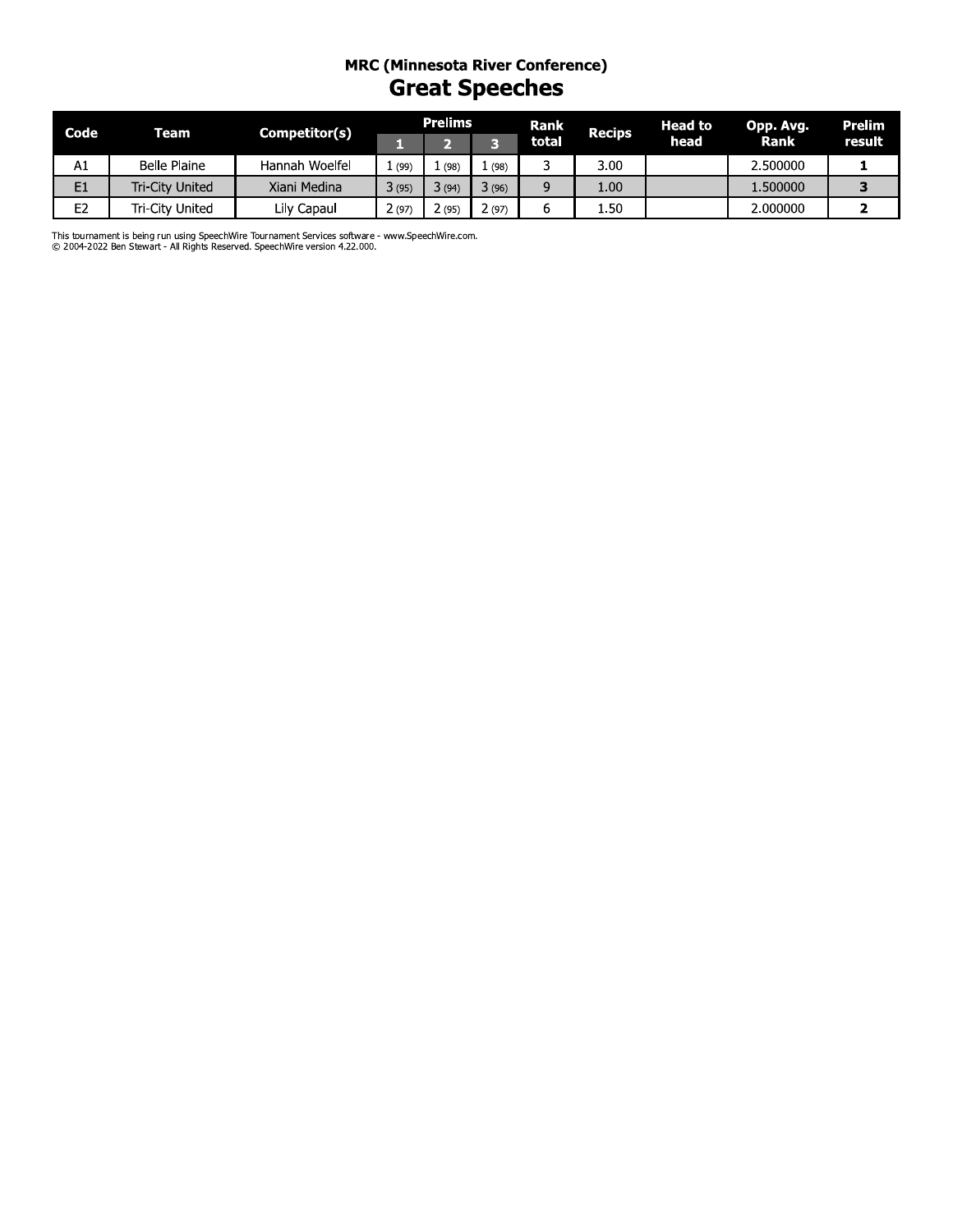### MRC (Minnesota River Conference)

# Great Speeches

| Code | Team | Competitor(s) | Prelims | | | Rank total | Recips | Head to head | Opp. Avg. Rank | Prelim result |
|---|---|---|---|---|---|---|---|---|---|---|
| | | | 1 | 2 | 3 | | | | | |
| A1 | Belle Plaine | Hannah Woelfel | 1 (99) | 1 (98) | 1 (98) | 3 | 3.00 | | 2.500000 | **1** |
| E1 | Tri-City United | Xiani Medina | 3 (95) | 3 (94) | 3 (96) | 9 | 1.00 | | 1.500000 | **3** |
| E2 | Tri-City United | Lily Capaul | 2 (97) | 2 (95) | 2 (97) | 6 | 1.50 | | 2.000000 | **2** |

This tournament is being run using SpeechWire Tournament Services software - www.SpeechWire.com.
© 2004-2022 Ben Stewart - All Rights Reserved. SpeechWire version 4.22.000.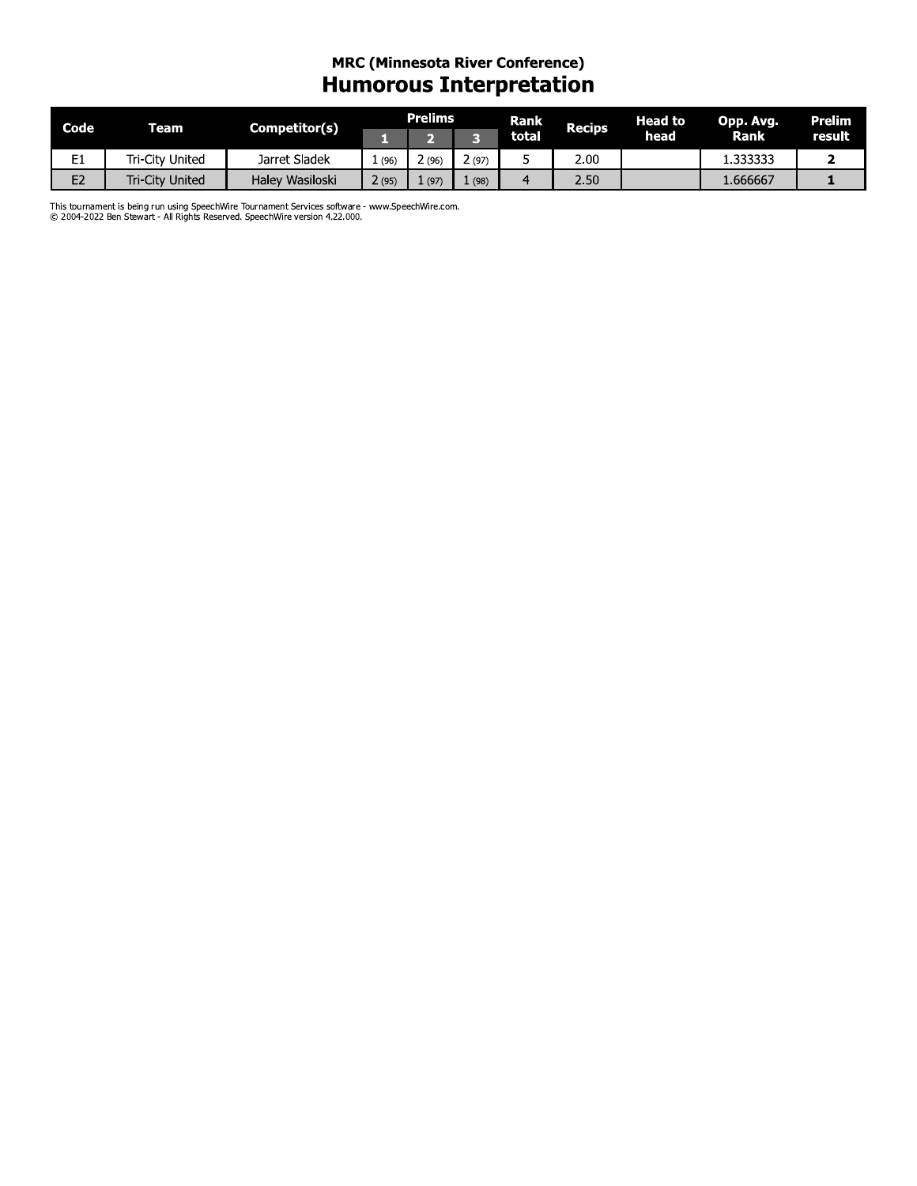## MRC (Minnesota River Conference)

# Humorous Interpretation

| Code | Team | Competitor(s) | Prelims | | | Rank total | Recips | Head to head | Opp. Avg. Rank | Prelim result |
|---|---|---|---|---|---|---|---|---|---|---|
| | | | 1 | 2 | 3 | | | | | |
| E1 | Tri-City United | Jarret Sladek | 1 (96) | 2 (96) | 2 (97) | 5 | 2.00 | | 1.333333 | **2** |
| E2 | Tri-City United | Haley Wasiloski | 2 (95) | 1 (97) | 1 (98) | 4 | 2.50 | | 1.666667 | **1** |

This tournament is being run using SpeechWire Tournament Services software - www.SpeechWire.com.
© 2004-2022 Ben Stewart - All Rights Reserved. SpeechWire version 4.22.000.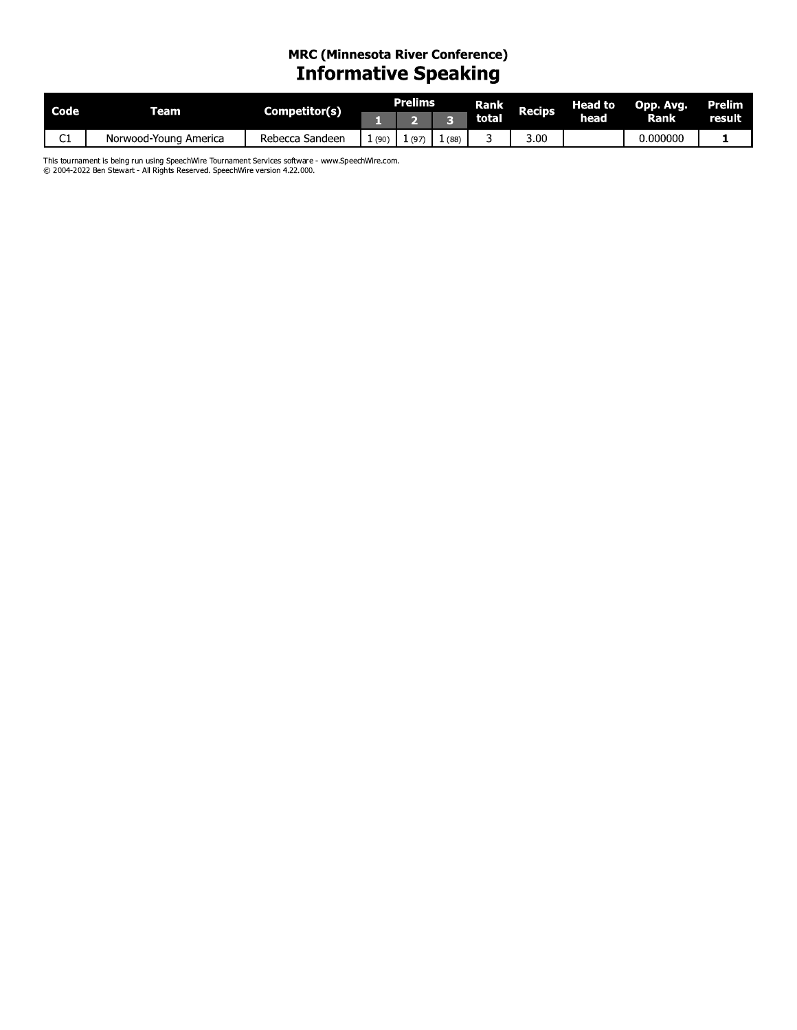## MRC (Minnesota River Conference)

# Informative Speaking

| Code | Team | Competitor(s) | Prelims | | | Rank total | Recips | Head to head | Opp. Avg. Rank | Prelim result |
|---|---|---|---|---|---|---|---|---|---|---|
| | | | 1 | 2 | 3 | | | | | |
| C1 | Norwood-Young America | Rebecca Sandeen | 1 (90) | 1 (97) | 1 (88) | 3 | 3.00 | | 0.000000 | **1** |

This tournament is being run using SpeechWire Tournament Services software - www.SpeechWire.com.
© 2004-2022 Ben Stewart - All Rights Reserved. SpeechWire version 4.22.000.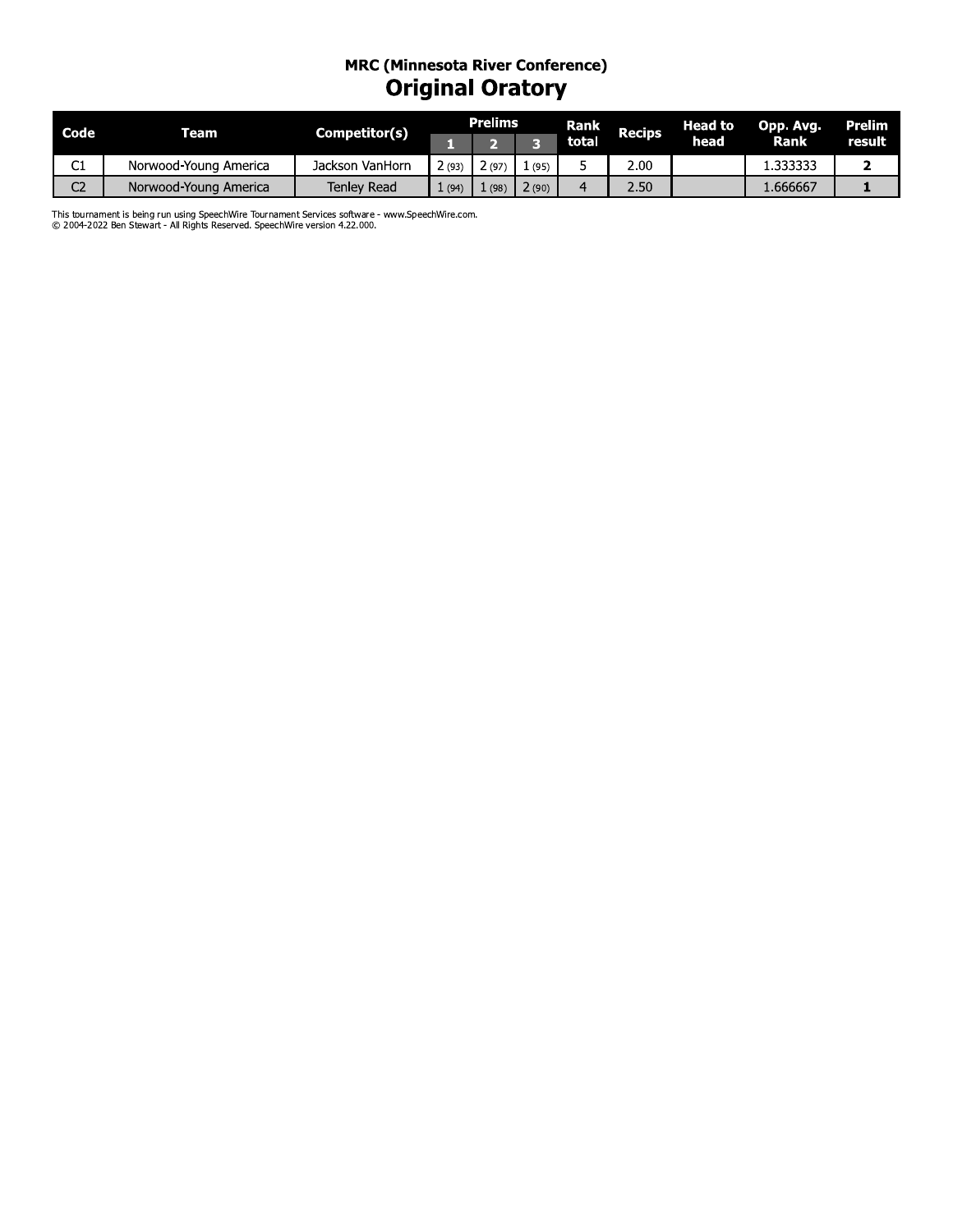## MRC (Minnesota River Conference)

# Original Oratory

| Code | Team | Competitor(s) | Prelims | | | Rank total | Recips | Head to head | Opp. Avg. Rank | Prelim result |
|---|---|---|---|---|---|---|---|---|---|---|
| | | | 1 | 2 | 3 | | | | | |
| C1 | Norwood-Young America | Jackson VanHorn | 2 (93) | 2 (97) | 1 (95) | 5 | 2.00 | | 1.333333 | **2** |
| C2 | Norwood-Young America | Tenley Read | 1 (94) | 1 (98) | 2 (90) | 4 | 2.50 | | 1.666667 | **1** |

This tournament is being run using SpeechWire Tournament Services software - www.SpeechWire.com.
© 2004-2022 Ben Stewart - All Rights Reserved. SpeechWire version 4.22.000.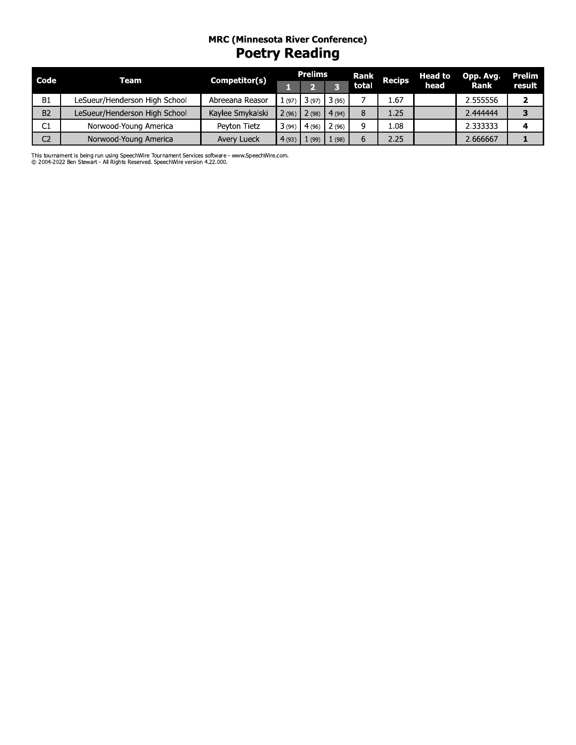## MRC (Minnesota River Conference)

# Poetry Reading

| Code | Team | Competitor(s) | Prelims | | | Rank total | Recips | Head to head | Opp. Avg. Rank | Prelim result |
|---|---|---|---|---|---|---|---|---|---|---|
| | | | 1 | 2 | 3 | | | | | |
| B1 | LeSueur/Henderson High School | Abreeana Reasor | 1 (97) | 3 (97) | 3 (95) | 7 | 1.67 | | 2.555556 | **2** |
| B2 | LeSueur/Henderson High School | Kaylee Smykalski | 2 (96) | 2 (98) | 4 (94) | 8 | 1.25 | | 2.444444 | **3** |
| C1 | Norwood-Young America | Peyton Tietz | 3 (94) | 4 (96) | 2 (96) | 9 | 1.08 | | 2.333333 | **4** |
| C2 | Norwood-Young America | Avery Lueck | 4 (93) | 1 (99) | 1 (98) | 6 | 2.25 | | 2.666667 | **1** |

This tournament is being run using SpeechWire Tournament Services software - www.SpeechWire.com.
© 2004-2022 Ben Stewart - All Rights Reserved. SpeechWire version 4.22.000.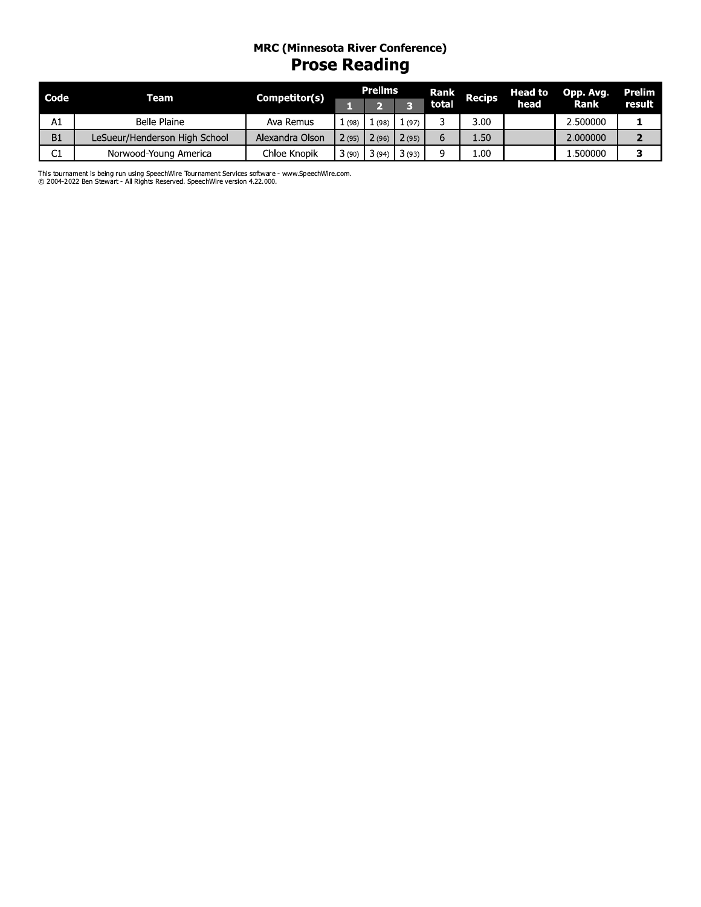## MRC (Minnesota River Conference)

# Prose Reading

| Code | Team | Competitor(s) | Prelims | | | Rank total | Recips | Head to head | Opp. Avg. Rank | Prelim result |
|---|---|---|---|---|---|---|---|---|---|---|
| | | | 1 | 2 | 3 | | | | | |
| A1 | Belle Plaine | Ava Remus | 1 (98) | 1 (98) | 1 (97) | 3 | 3.00 | | 2.500000 | **1** |
| B1 | LeSueur/Henderson High School | Alexandra Olson | 2 (95) | 2 (96) | 2 (95) | 6 | 1.50 | | 2.000000 | **2** |
| C1 | Norwood-Young America | Chloe Knopik | 3 (90) | 3 (94) | 3 (93) | 9 | 1.00 | | 1.500000 | **3** |

This tournament is being run using SpeechWire Tournament Services software - www.SpeechWire.com.
© 2004-2022 Ben Stewart - All Rights Reserved. SpeechWire version 4.22.000.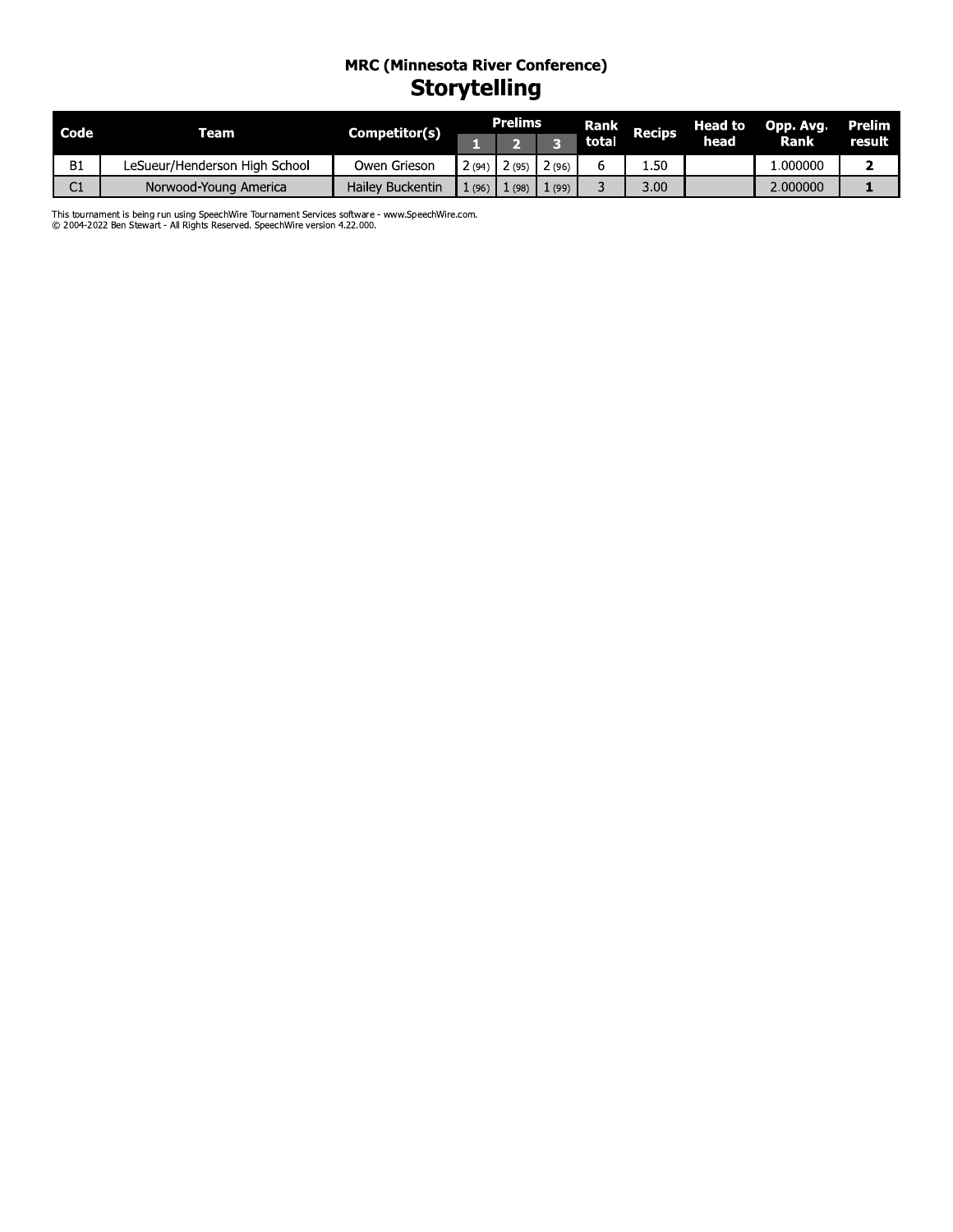## MRC (Minnesota River Conference)

# Storytelling

| Code | Team | Competitor(s) | Prelims | | | Rank total | Recips | Head to head | Opp. Avg. Rank | Prelim result |
|---|---|---|---|---|---|---|---|---|---|---|
| | | | 1 | 2 | 3 | | | | | |
| B1 | LeSueur/Henderson High School | Owen Grieson | 2 (94) | 2 (95) | 2 (96) | 6 | 1.50 | | 1.000000 | **2** |
| C1 | Norwood-Young America | Hailey Buckentin | 1 (96) | 1 (98) | 1 (99) | 3 | 3.00 | | 2.000000 | **1** |

This tournament is being run using SpeechWire Tournament Services software - www.SpeechWire.com.
© 2004-2022 Ben Stewart - All Rights Reserved. SpeechWire version 4.22.000.